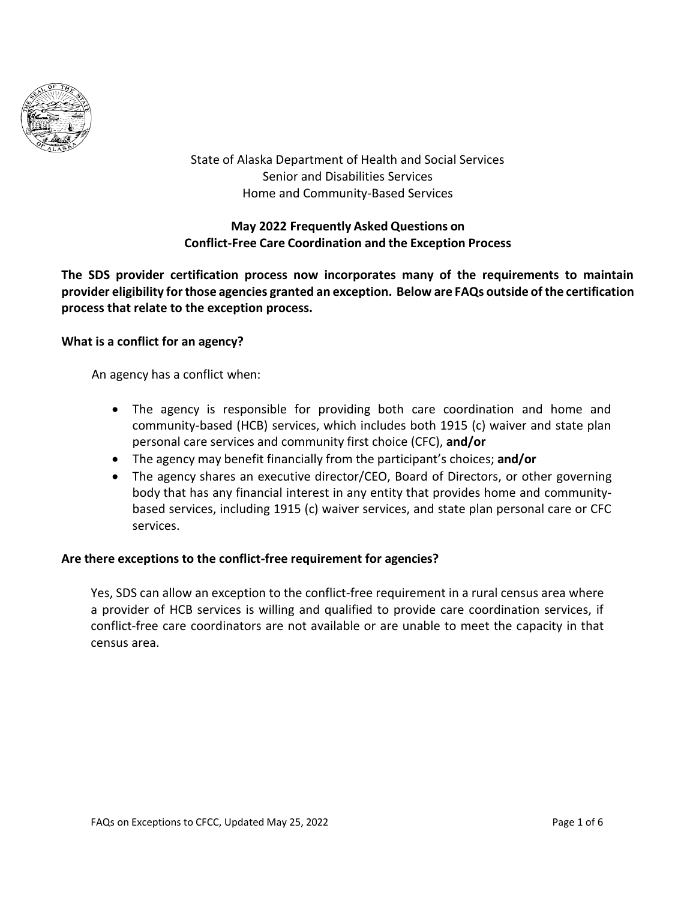State of Alaska Department of Health and Social Services
Senior and Disabilities Services
Home and Community-Based Services

# May 2022 Frequently Asked Questions on Conflict-Free Care Coordination and the Exception Process

**The SDS provider certification process now incorporates many of the requirements to maintain provider eligibility for those agencies granted an exception. Below are FAQs outside of the certification process that relate to the exception process.**

## What is a conflict for an agency?

An agency has a conflict when:

- The agency is responsible for providing both care coordination and home and community-based (HCB) services, which includes both 1915 (c) waiver and state plan personal care services and community first choice (CFC), **and/or**
- The agency may benefit financially from the participant's choices; **and/or**
- The agency shares an executive director/CEO, Board of Directors, or other governing body that has any financial interest in any entity that provides home and community-based services, including 1915 (c) waiver services, and state plan personal care or CFC services.

## Are there exceptions to the conflict-free requirement for agencies?

Yes, SDS can allow an exception to the conflict-free requirement in a rural census area where a provider of HCB services is willing and qualified to provide care coordination services, if conflict-free care coordinators are not available or are unable to meet the capacity in that census area.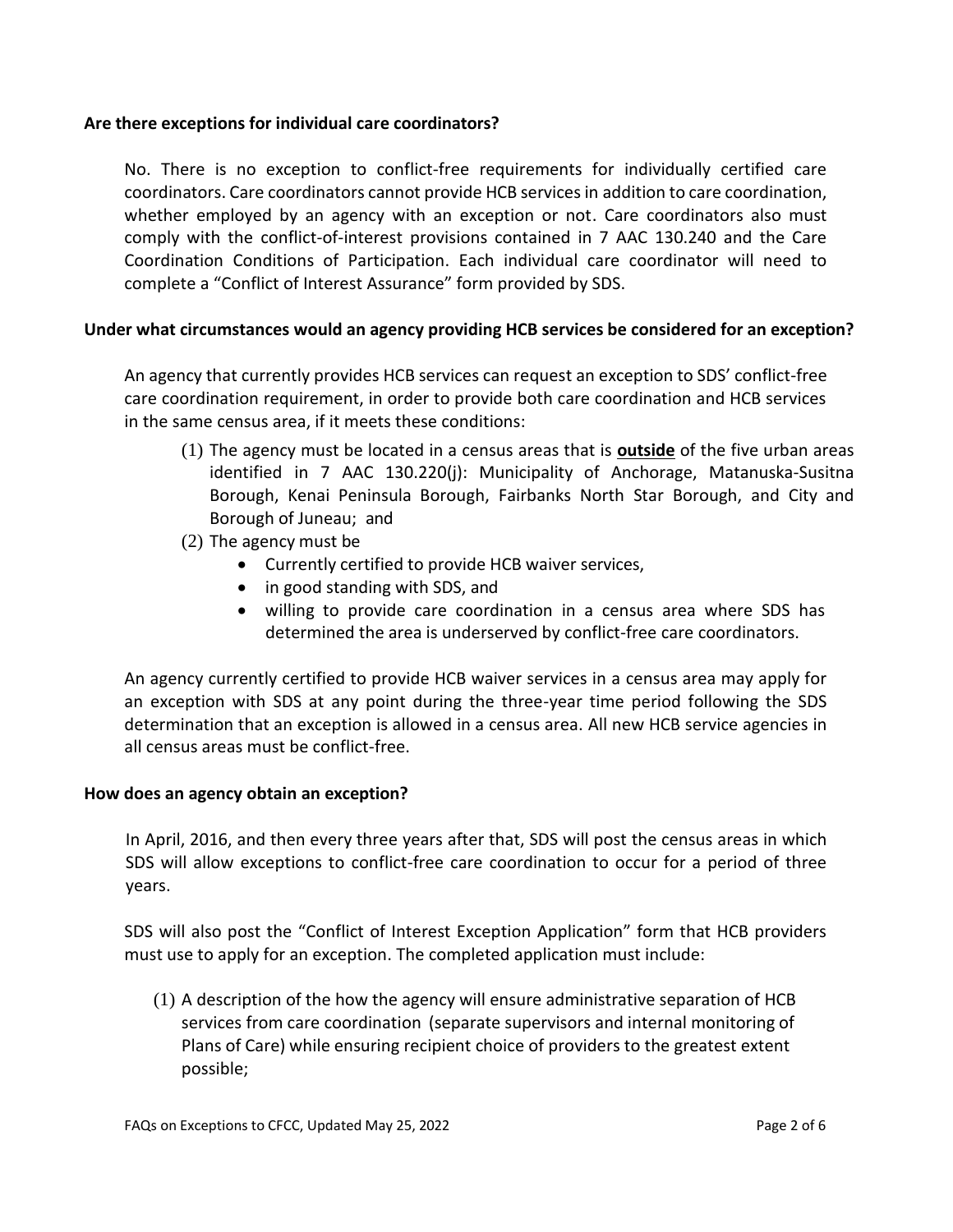**Are there exceptions for individual care coordinators?**

No. There is no exception to conflict-free requirements for individually certified care coordinators. Care coordinators cannot provide HCB services in addition to care coordination, whether employed by an agency with an exception or not. Care coordinators also must comply with the conflict-of-interest provisions contained in 7 AAC 130.240 and the Care Coordination Conditions of Participation. Each individual care coordinator will need to complete a "Conflict of Interest Assurance" form provided by SDS.

**Under what circumstances would an agency providing HCB services be considered for an exception?**

An agency that currently provides HCB services can request an exception to SDS' conflict-free care coordination requirement, in order to provide both care coordination and HCB services in the same census area, if it meets these conditions:

(1) The agency must be located in a census areas that is **outside** of the five urban areas identified in 7 AAC 130.220(j): Municipality of Anchorage, Matanuska-Susitna Borough, Kenai Peninsula Borough, Fairbanks North Star Borough, and City and Borough of Juneau; and

(2) The agency must be
- Currently certified to provide HCB waiver services,
- in good standing with SDS, and
- willing to provide care coordination in a census area where SDS has determined the area is underserved by conflict-free care coordinators.

An agency currently certified to provide HCB waiver services in a census area may apply for an exception with SDS at any point during the three-year time period following the SDS determination that an exception is allowed in a census area. All new HCB service agencies in all census areas must be conflict-free.

**How does an agency obtain an exception?**

In April, 2016, and then every three years after that, SDS will post the census areas in which SDS will allow exceptions to conflict-free care coordination to occur for a period of three years.

SDS will also post the "Conflict of Interest Exception Application" form that HCB providers must use to apply for an exception. The completed application must include:

(1) A description of the how the agency will ensure administrative separation of HCB services from care coordination (separate supervisors and internal monitoring of Plans of Care) while ensuring recipient choice of providers to the greatest extent possible;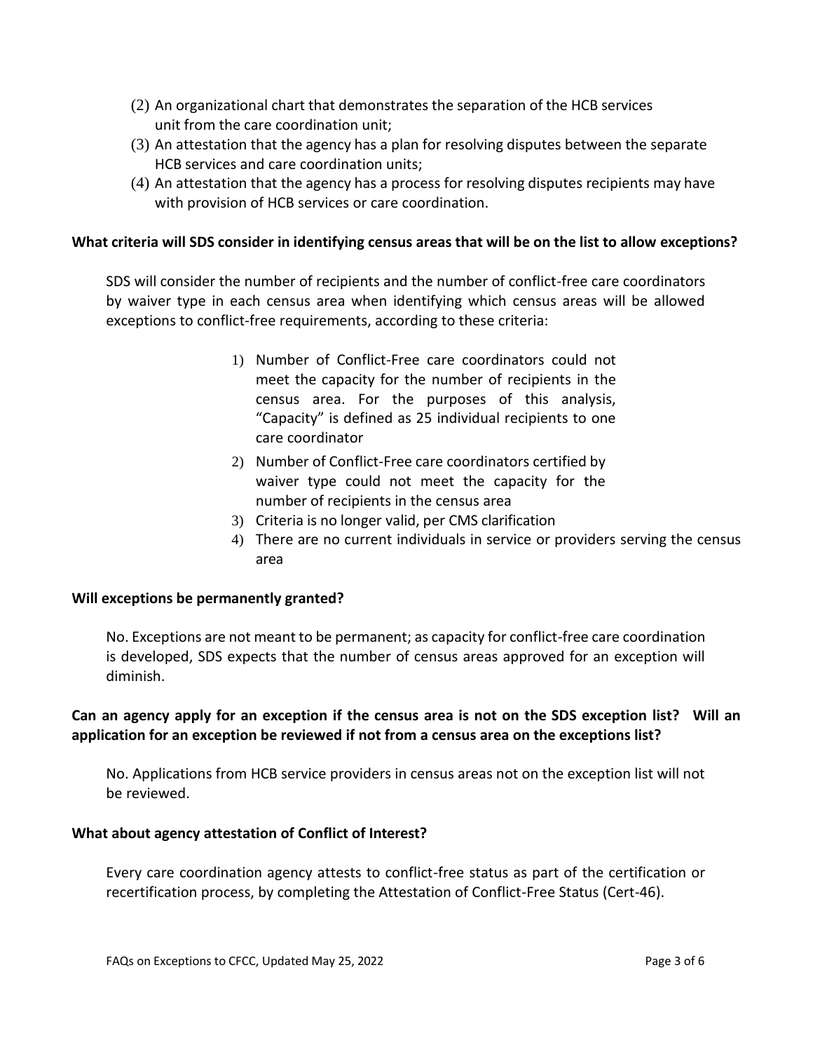(2) An organizational chart that demonstrates the separation of the HCB services unit from the care coordination unit;
(3) An attestation that the agency has a plan for resolving disputes between the separate HCB services and care coordination units;
(4) An attestation that the agency has a process for resolving disputes recipients may have with provision of HCB services or care coordination.

**What criteria will SDS consider in identifying census areas that will be on the list to allow exceptions?**

SDS will consider the number of recipients and the number of conflict-free care coordinators by waiver type in each census area when identifying which census areas will be allowed exceptions to conflict-free requirements, according to these criteria:

1) Number of Conflict-Free care coordinators could not meet the capacity for the number of recipients in the census area. For the purposes of this analysis, "Capacity" is defined as 25 individual recipients to one care coordinator
2) Number of Conflict-Free care coordinators certified by waiver type could not meet the capacity for the number of recipients in the census area
3) Criteria is no longer valid, per CMS clarification
4) There are no current individuals in service or providers serving the census area

**Will exceptions be permanently granted?**

No. Exceptions are not meant to be permanent; as capacity for conflict-free care coordination is developed, SDS expects that the number of census areas approved for an exception will diminish.

**Can an agency apply for an exception if the census area is not on the SDS exception list? Will an application for an exception be reviewed if not from a census area on the exceptions list?**

No. Applications from HCB service providers in census areas not on the exception list will not be reviewed.

**What about agency attestation of Conflict of Interest?**

Every care coordination agency attests to conflict-free status as part of the certification or recertification process, by completing the Attestation of Conflict-Free Status (Cert-46).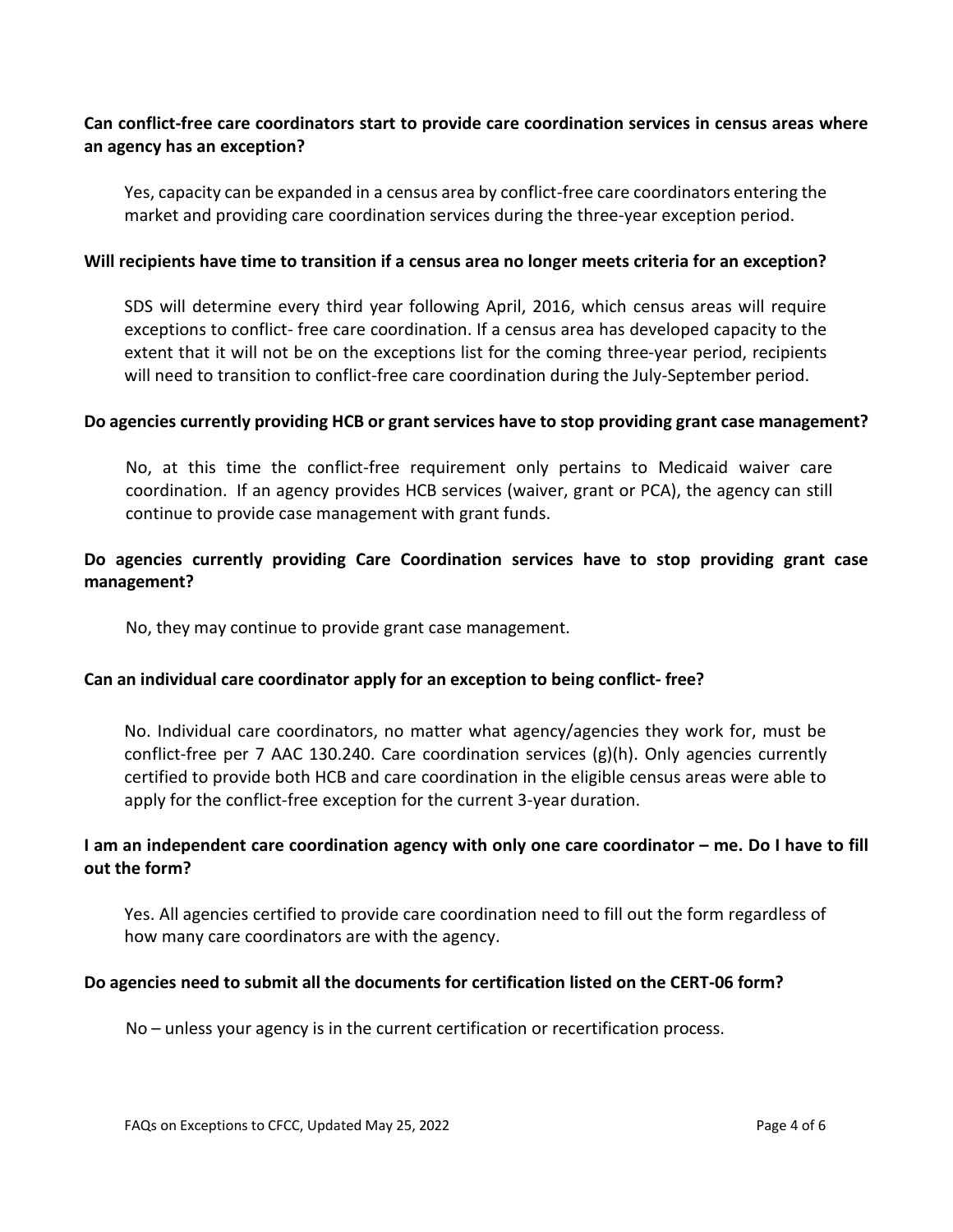**Can conflict-free care coordinators start to provide care coordination services in census areas where an agency has an exception?**

Yes, capacity can be expanded in a census area by conflict-free care coordinators entering the market and providing care coordination services during the three-year exception period.

**Will recipients have time to transition if a census area no longer meets criteria for an exception?**

SDS will determine every third year following April, 2016, which census areas will require exceptions to conflict- free care coordination. If a census area has developed capacity to the extent that it will not be on the exceptions list for the coming three-year period, recipients will need to transition to conflict-free care coordination during the July-September period.

**Do agencies currently providing HCB or grant services have to stop providing grant case management?**

No, at this time the conflict-free requirement only pertains to Medicaid waiver care coordination. If an agency provides HCB services (waiver, grant or PCA), the agency can still continue to provide case management with grant funds.

**Do agencies currently providing Care Coordination services have to stop providing grant case management?**

No, they may continue to provide grant case management.

**Can an individual care coordinator apply for an exception to being conflict- free?**

No. Individual care coordinators, no matter what agency/agencies they work for, must be conflict-free per 7 AAC 130.240. Care coordination services (g)(h). Only agencies currently certified to provide both HCB and care coordination in the eligible census areas were able to apply for the conflict-free exception for the current 3-year duration.

**I am an independent care coordination agency with only one care coordinator – me. Do I have to fill out the form?**

Yes. All agencies certified to provide care coordination need to fill out the form regardless of how many care coordinators are with the agency.

**Do agencies need to submit all the documents for certification listed on the CERT-06 form?**

No – unless your agency is in the current certification or recertification process.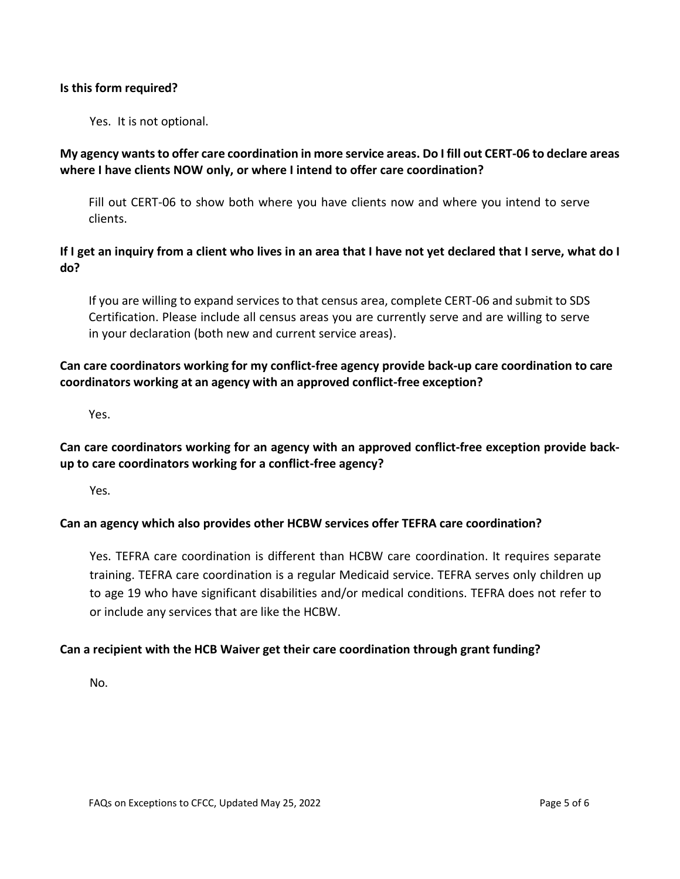**Is this form required?**

Yes. It is not optional.

**My agency wants to offer care coordination in more service areas. Do I fill out CERT-06 to declare areas where I have clients NOW only, or where I intend to offer care coordination?**

Fill out CERT-06 to show both where you have clients now and where you intend to serve clients.

**If I get an inquiry from a client who lives in an area that I have not yet declared that I serve, what do I do?**

If you are willing to expand services to that census area, complete CERT-06 and submit to SDS Certification. Please include all census areas you are currently serve and are willing to serve in your declaration (both new and current service areas).

**Can care coordinators working for my conflict-free agency provide back-up care coordination to care coordinators working at an agency with an approved conflict-free exception?**

Yes.

**Can care coordinators working for an agency with an approved conflict-free exception provide back-up to care coordinators working for a conflict-free agency?**

Yes.

**Can an agency which also provides other HCBW services offer TEFRA care coordination?**

Yes. TEFRA care coordination is different than HCBW care coordination. It requires separate training. TEFRA care coordination is a regular Medicaid service. TEFRA serves only children up to age 19 who have significant disabilities and/or medical conditions. TEFRA does not refer to or include any services that are like the HCBW.

**Can a recipient with the HCB Waiver get their care coordination through grant funding?**

No.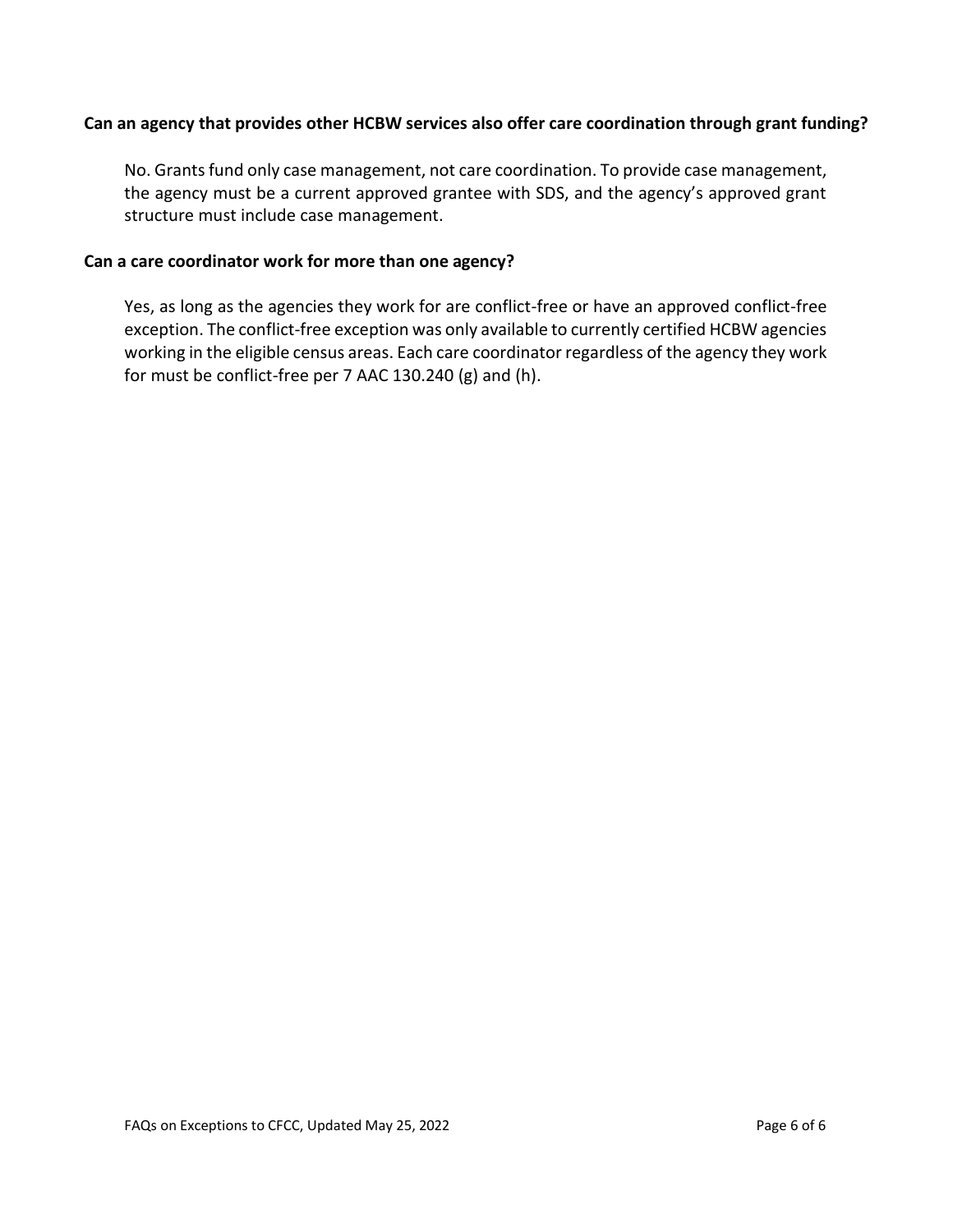**Can an agency that provides other HCBW services also offer care coordination through grant funding?**

No. Grants fund only case management, not care coordination. To provide case management, the agency must be a current approved grantee with SDS, and the agency's approved grant structure must include case management.

**Can a care coordinator work for more than one agency?**

Yes, as long as the agencies they work for are conflict-free or have an approved conflict-free exception. The conflict-free exception was only available to currently certified HCBW agencies working in the eligible census areas. Each care coordinator regardless of the agency they work for must be conflict-free per 7 AAC 130.240 (g) and (h).